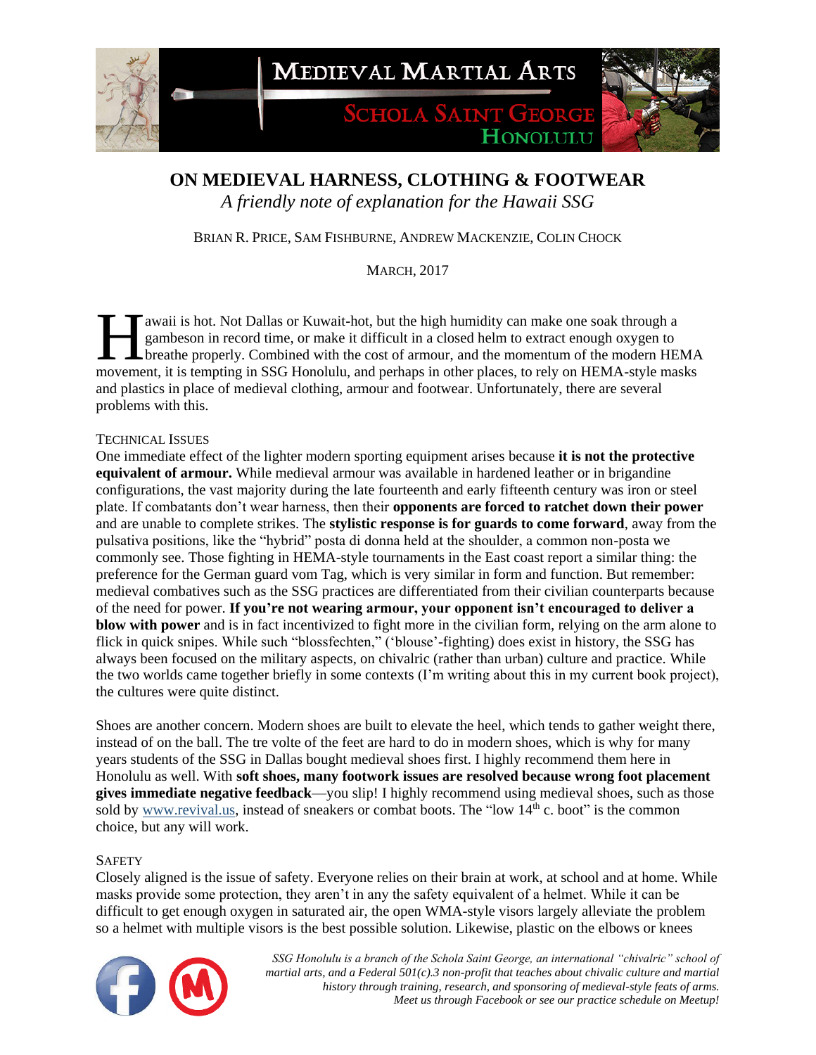MEDIEVAL MARTIAL ARTS

SCHOLA SAINT GEORGE

HONOLULU

# ON MEDIEVAL HARNESS, CLOTHING & FOOTWEAR

*A friendly note of explanation for the Hawaii SSG*

BRIAN R. PRICE, SAM FISHBURNE, ANDREW MACKENZIE, COLIN CHOCK

MARCH, 2017

Hawaii is hot. Not Dallas or Kuwait-hot, but the high humidity can make one soak through a gambeson in record time, or make it difficult in a closed helm to extract enough oxygen to breathe properly. Combined with the cost of armour, and the momentum of the modern HEMA movement, it is tempting in SSG Honolulu, and perhaps in other places, to rely on HEMA-style masks and plastics in place of medieval clothing, armour and footwear. Unfortunately, there are several problems with this.

## TECHNICAL ISSUES

One immediate effect of the lighter modern sporting equipment arises because **it is not the protective equivalent of armour.** While medieval armour was available in hardened leather or in brigandine configurations, the vast majority during the late fourteenth and early fifteenth century was iron or steel plate. If combatants don't wear harness, then their **opponents are forced to ratchet down their power** and are unable to complete strikes. The **stylistic response is for guards to come forward**, away from the pulsativa positions, like the "hybrid" posta di donna held at the shoulder, a common non-posta we commonly see. Those fighting in HEMA-style tournaments in the East coast report a similar thing: the preference for the German guard vom Tag, which is very similar in form and function. But remember: medieval combatives such as the SSG practices are differentiated from their civilian counterparts because of the need for power. **If you're not wearing armour, your opponent isn't encouraged to deliver a blow with power** and is in fact incentivized to fight more in the civilian form, relying on the arm alone to flick in quick snipes. While such "blossfechten," ('blouse'-fighting) does exist in history, the SSG has always been focused on the military aspects, on chivalric (rather than urban) culture and practice. While the two worlds came together briefly in some contexts (I'm writing about this in my current book project), the cultures were quite distinct.

Shoes are another concern. Modern shoes are built to elevate the heel, which tends to gather weight there, instead of on the ball. The tre volte of the feet are hard to do in modern shoes, which is why for many years students of the SSG in Dallas bought medieval shoes first. I highly recommend them here in Honolulu as well. With **soft shoes, many footwork issues are resolved because wrong foot placement gives immediate negative feedback**—you slip! I highly recommend using medieval shoes, such as those sold by www.revival.us, instead of sneakers or combat boots. The "low 14th c. boot" is the common choice, but any will work.

## SAFETY

Closely aligned is the issue of safety. Everyone relies on their brain at work, at school and at home. While masks provide some protection, they aren't in any the safety equivalent of a helmet. While it can be difficult to get enough oxygen in saturated air, the open WMA-style visors largely alleviate the problem so a helmet with multiple visors is the best possible solution. Likewise, plastic on the elbows or knees

*SSG Honolulu is a branch of the Schola Saint George, an international "chivalric" school of martial arts, and a Federal 501(c).3 non-profit that teaches about chivalic culture and martial history through training, research, and sponsoring of medieval-style feats of arms. Meet us through Facebook or see our practice schedule on Meetup!*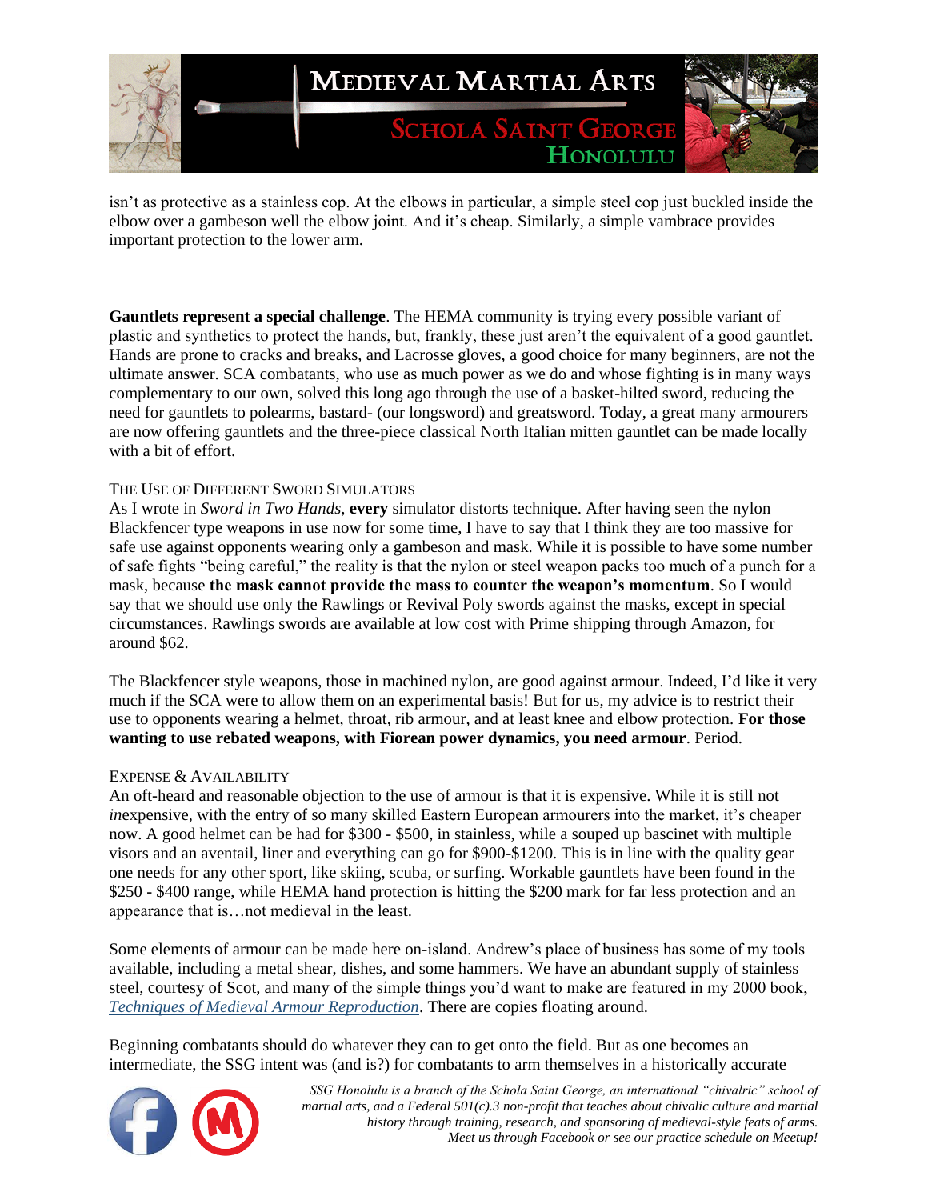isn't as protective as a stainless cop. At the elbows in particular, a simple steel cop just buckled inside the elbow over a gambeson well the elbow joint. And it's cheap. Similarly, a simple vambrace provides important protection to the lower arm.

**Gauntlets represent a special challenge**. The HEMA community is trying every possible variant of plastic and synthetics to protect the hands, but, frankly, these just aren't the equivalent of a good gauntlet. Hands are prone to cracks and breaks, and Lacrosse gloves, a good choice for many beginners, are not the ultimate answer. SCA combatants, who use as much power as we do and whose fighting is in many ways complementary to our own, solved this long ago through the use of a basket-hilted sword, reducing the need for gauntlets to polearms, bastard- (our longsword) and greatsword. Today, a great many armourers are now offering gauntlets and the three-piece classical North Italian mitten gauntlet can be made locally with a bit of effort.

### The Use of Different Sword Simulators

As I wrote in *Sword in Two Hands*, **every** simulator distorts technique. After having seen the nylon Blackfencer type weapons in use now for some time, I have to say that I think they are too massive for safe use against opponents wearing only a gambeson and mask. While it is possible to have some number of safe fights "being careful," the reality is that the nylon or steel weapon packs too much of a punch for a mask, because **the mask cannot provide the mass to counter the weapon's momentum**. So I would say that we should use only the Rawlings or Revival Poly swords against the masks, except in special circumstances. Rawlings swords are available at low cost with Prime shipping through Amazon, for around $62.

The Blackfencer style weapons, those in machined nylon, are good against armour. Indeed, I'd like it very much if the SCA were to allow them on an experimental basis! But for us, my advice is to restrict their use to opponents wearing a helmet, throat, rib armour, and at least knee and elbow protection. **For those wanting to use rebated weapons, with Fiorean power dynamics, you need armour**. Period.

### Expense & Availability

An oft-heard and reasonable objection to the use of armour is that it is expensive. While it is still not *in*expensive, with the entry of so many skilled Eastern European armourers into the market, it's cheaper now. A good helmet can be had for $300 - $500, in stainless, while a souped up bascinet with multiple visors and an aventail, liner and everything can go for $900-$1200. This is in line with the quality gear one needs for any other sport, like skiing, scuba, or surfing. Workable gauntlets have been found in the $250 - $400 range, while HEMA hand protection is hitting the $200 mark for far less protection and an appearance that is…not medieval in the least.

Some elements of armour can be made here on-island. Andrew's place of business has some of my tools available, including a metal shear, dishes, and some hammers. We have an abundant supply of stainless steel, courtesy of Scot, and many of the simple things you'd want to make are featured in my 2000 book, *Techniques of Medieval Armour Reproduction*. There are copies floating around.

Beginning combatants should do whatever they can to get onto the field. But as one becomes an intermediate, the SSG intent was (and is?) for combatants to arm themselves in a historically accurate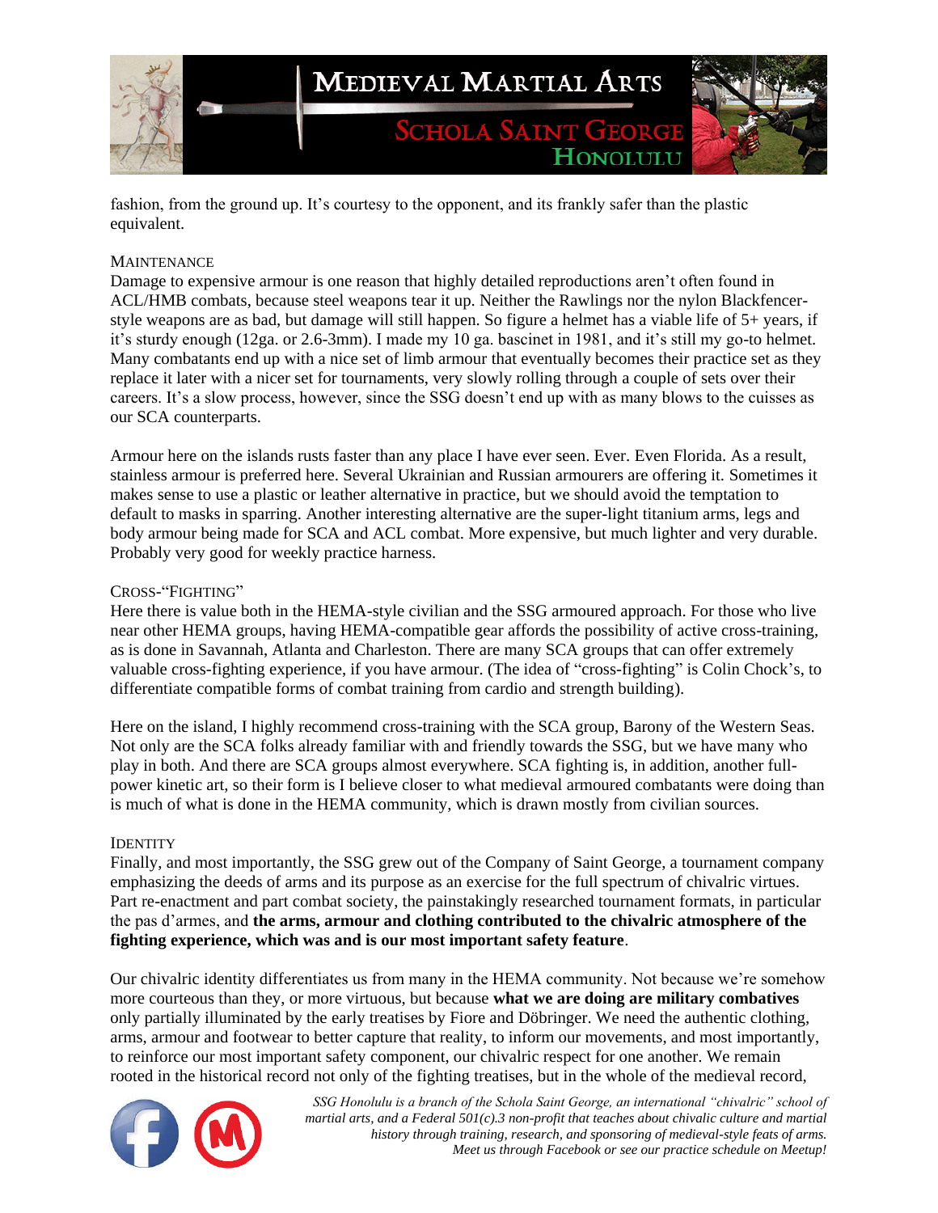fashion, from the ground up. It's courtesy to the opponent, and its frankly safer than the plastic equivalent.

### Maintenance

Damage to expensive armour is one reason that highly detailed reproductions aren't often found in ACL/HMB combats, because steel weapons tear it up. Neither the Rawlings nor the nylon Blackfencer-style weapons are as bad, but damage will still happen. So figure a helmet has a viable life of 5+ years, if it's sturdy enough (12ga. or 2.6-3mm). I made my 10 ga. bascinet in 1981, and it's still my go-to helmet. Many combatants end up with a nice set of limb armour that eventually becomes their practice set as they replace it later with a nicer set for tournaments, very slowly rolling through a couple of sets over their careers. It's a slow process, however, since the SSG doesn't end up with as many blows to the cuisses as our SCA counterparts.

Armour here on the islands rusts faster than any place I have ever seen. Ever. Even Florida. As a result, stainless armour is preferred here. Several Ukrainian and Russian armourers are offering it. Sometimes it makes sense to use a plastic or leather alternative in practice, but we should avoid the temptation to default to masks in sparring. Another interesting alternative are the super-light titanium arms, legs and body armour being made for SCA and ACL combat. More expensive, but much lighter and very durable. Probably very good for weekly practice harness.

### Cross-"Fighting"

Here there is value both in the HEMA-style civilian and the SSG armoured approach. For those who live near other HEMA groups, having HEMA-compatible gear affords the possibility of active cross-training, as is done in Savannah, Atlanta and Charleston. There are many SCA groups that can offer extremely valuable cross-fighting experience, if you have armour. (The idea of "cross-fighting" is Colin Chock's, to differentiate compatible forms of combat training from cardio and strength building).

Here on the island, I highly recommend cross-training with the SCA group, Barony of the Western Seas. Not only are the SCA folks already familiar with and friendly towards the SSG, but we have many who play in both. And there are SCA groups almost everywhere. SCA fighting is, in addition, another full-power kinetic art, so their form is I believe closer to what medieval armoured combatants were doing than is much of what is done in the HEMA community, which is drawn mostly from civilian sources.

### Identity

Finally, and most importantly, the SSG grew out of the Company of Saint George, a tournament company emphasizing the deeds of arms and its purpose as an exercise for the full spectrum of chivalric virtues. Part re-enactment and part combat society, the painstakingly researched tournament formats, in particular the pas d'armes, and **the arms, armour and clothing contributed to the chivalric atmosphere of the fighting experience, which was and is our most important safety feature**.

Our chivalric identity differentiates us from many in the HEMA community. Not because we're somehow more courteous than they, or more virtuous, but because **what we are doing are military combatives** only partially illuminated by the early treatises by Fiore and Döbringer. We need the authentic clothing, arms, armour and footwear to better capture that reality, to inform our movements, and most importantly, to reinforce our most important safety component, our chivalric respect for one another. We remain rooted in the historical record not only of the fighting treatises, but in the whole of the medieval record,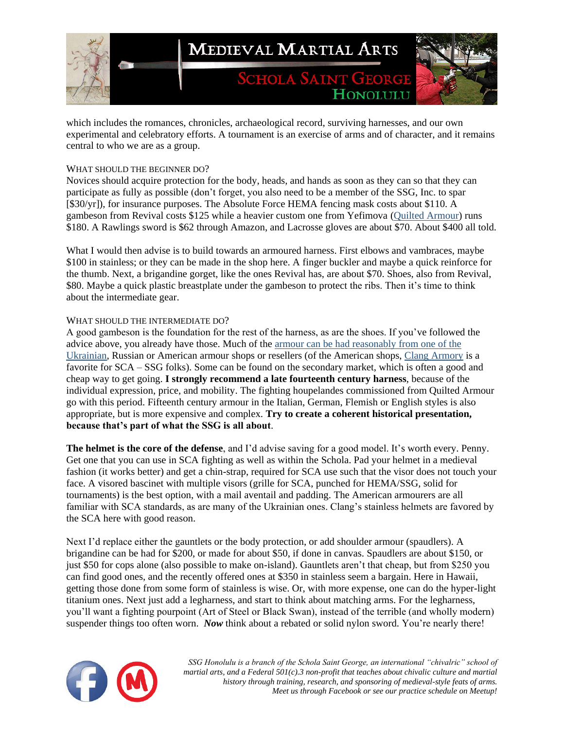which includes the romances, chronicles, archaeological record, surviving harnesses, and our own experimental and celebratory efforts. A tournament is an exercise of arms and of character, and it remains central to who we are as a group.

### WHAT SHOULD THE BEGINNER DO?

Novices should acquire protection for the body, heads, and hands as soon as they can so that they can participate as fully as possible (don't forget, you also need to be a member of the SSG, Inc. to spar [$30/yr]), for insurance purposes. The Absolute Force HEMA fencing mask costs about $110. A gambeson from Revival costs $125 while a heavier custom one from Yefimova (Quilted Armour) runs $180. A Rawlings sword is $62 through Amazon, and Lacrosse gloves are about $70. About $400 all told.

What I would then advise is to build towards an armoured harness. First elbows and vambraces, maybe $100 in stainless; or they can be made in the shop here. A finger buckler and maybe a quick reinforce for the thumb. Next, a brigandine gorget, like the ones Revival has, are about $70. Shoes, also from Revival, $80. Maybe a quick plastic breastplate under the gambeson to protect the ribs. Then it's time to think about the intermediate gear.

### WHAT SHOULD THE INTERMEDIATE DO?

A good gambeson is the foundation for the rest of the harness, as are the shoes. If you've followed the advice above, you already have those. Much of the armour can be had reasonably from one of the Ukrainian, Russian or American armour shops or resellers (of the American shops, Clang Armory is a favorite for SCA – SSG folks). Some can be found on the secondary market, which is often a good and cheap way to get going. **I strongly recommend a late fourteenth century harness**, because of the individual expression, price, and mobility. The fighting houpelandes commissioned from Quilted Armour go with this period. Fifteenth century armour in the Italian, German, Flemish or English styles is also appropriate, but is more expensive and complex. **Try to create a coherent historical presentation, because that's part of what the SSG is all about**.

**The helmet is the core of the defense**, and I'd advise saving for a good model. It's worth every. Penny. Get one that you can use in SCA fighting as well as within the Schola. Pad your helmet in a medieval fashion (it works better) and get a chin-strap, required for SCA use such that the visor does not touch your face. A visored bascinet with multiple visors (grille for SCA, punched for HEMA/SSG, solid for tournaments) is the best option, with a mail aventail and padding. The American armourers are all familiar with SCA standards, as are many of the Ukrainian ones. Clang's stainless helmets are favored by the SCA here with good reason.

Next I'd replace either the gauntlets or the body protection, or add shoulder armour (spaudlers). A brigandine can be had for $200, or made for about $50, if done in canvas. Spaudlers are about $150, or just $50 for cops alone (also possible to make on-island). Gauntlets aren't that cheap, but from $250 you can find good ones, and the recently offered ones at $350 in stainless seem a bargain. Here in Hawaii, getting those done from some form of stainless is wise. Or, with more expense, one can do the hyper-light titanium ones. Next just add a legharness, and start to think about matching arms. For the legharness, you'll want a fighting pourpoint (Art of Steel or Black Swan), instead of the terrible (and wholly modern) suspender things too often worn. ***Now*** think about a rebated or solid nylon sword. You're nearly there!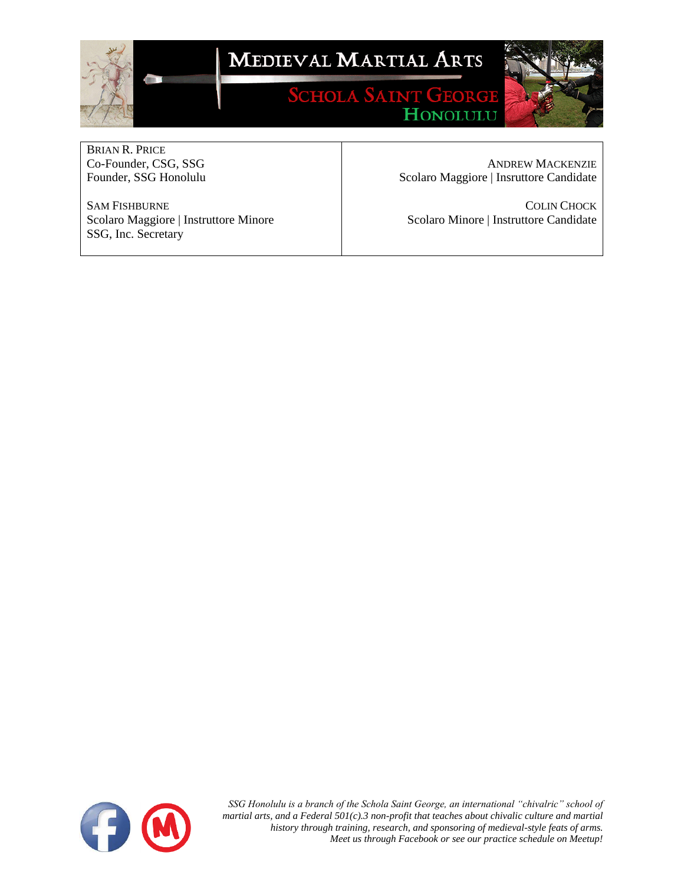# Medieval Martial Arts

## Schola Saint George

### Honolulu

| | |
|---|---|
| Brian R. Price<br>Co-Founder, CSG, SSG<br>Founder, SSG Honolulu<br><br>Sam Fishburne<br>Scolaro Maggiore \| Instruttore Minore<br>SSG, Inc. Secretary | Andrew Mackenzie<br>Scolaro Maggiore \| Insruttore Candidate<br><br>Colin Chock<br>Scolaro Minore \| Instruttore Candidate |

*SSG Honolulu is a branch of the Schola Saint George, an international "chivalric" school of martial arts, and a Federal 501(c).3 non-profit that teaches about chivalic culture and martial history through training, research, and sponsoring of medieval-style feats of arms. Meet us through Facebook or see our practice schedule on Meetup!*